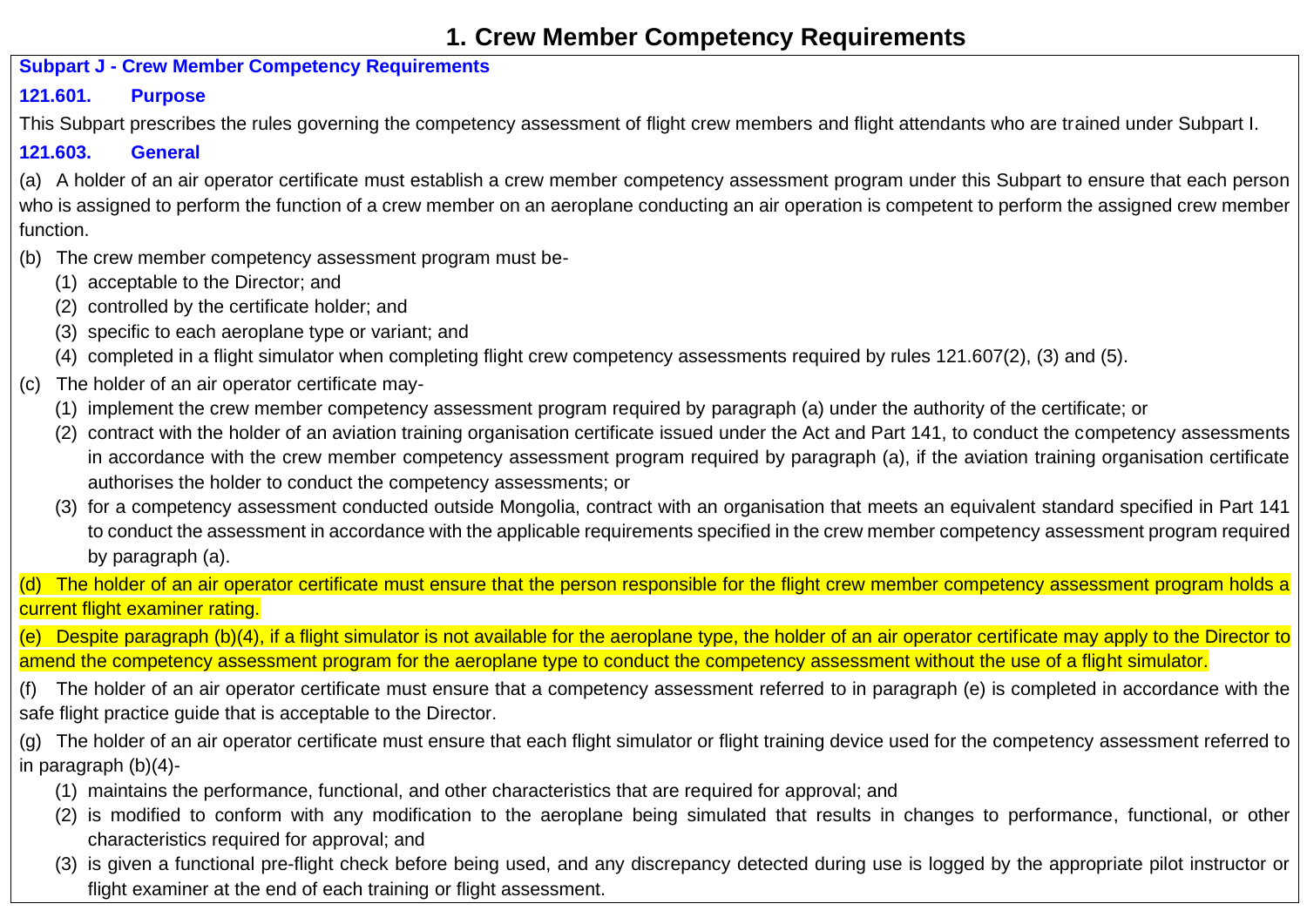# 1. Crew Member Competency Requirements

## Subpart J - Crew Member Competency Requirements

### 121.601. Purpose

This Subpart prescribes the rules governing the competency assessment of flight crew members and flight attendants who are trained under Subpart I.

### 121.603. General

(a) A holder of an air operator certificate must establish a crew member competency assessment program under this Subpart to ensure that each person who is assigned to perform the function of a crew member on an aeroplane conducting an air operation is competent to perform the assigned crew member function.

(b) The crew member competency assessment program must be-

- (1) acceptable to the Director; and
- (2) controlled by the certificate holder; and
- (3) specific to each aeroplane type or variant; and
- (4) completed in a flight simulator when completing flight crew competency assessments required by rules 121.607(2), (3) and (5).

(c) The holder of an air operator certificate may-

- (1) implement the crew member competency assessment program required by paragraph (a) under the authority of the certificate; or
- (2) contract with the holder of an aviation training organisation certificate issued under the Act and Part 141, to conduct the competency assessments in accordance with the crew member competency assessment program required by paragraph (a), if the aviation training organisation certificate authorises the holder to conduct the competency assessments; or
- (3) for a competency assessment conducted outside Mongolia, contract with an organisation that meets an equivalent standard specified in Part 141 to conduct the assessment in accordance with the applicable requirements specified in the crew member competency assessment program required by paragraph (a).

(d) The holder of an air operator certificate must ensure that the person responsible for the flight crew member competency assessment program holds a current flight examiner rating.

(e) Despite paragraph (b)(4), if a flight simulator is not available for the aeroplane type, the holder of an air operator certificate may apply to the Director to amend the competency assessment program for the aeroplane type to conduct the competency assessment without the use of a flight simulator.

(f) The holder of an air operator certificate must ensure that a competency assessment referred to in paragraph (e) is completed in accordance with the safe flight practice guide that is acceptable to the Director.

(g) The holder of an air operator certificate must ensure that each flight simulator or flight training device used for the competency assessment referred to in paragraph (b)(4)-

- (1) maintains the performance, functional, and other characteristics that are required for approval; and
- (2) is modified to conform with any modification to the aeroplane being simulated that results in changes to performance, functional, or other characteristics required for approval; and
- (3) is given a functional pre-flight check before being used, and any discrepancy detected during use is logged by the appropriate pilot instructor or flight examiner at the end of each training or flight assessment.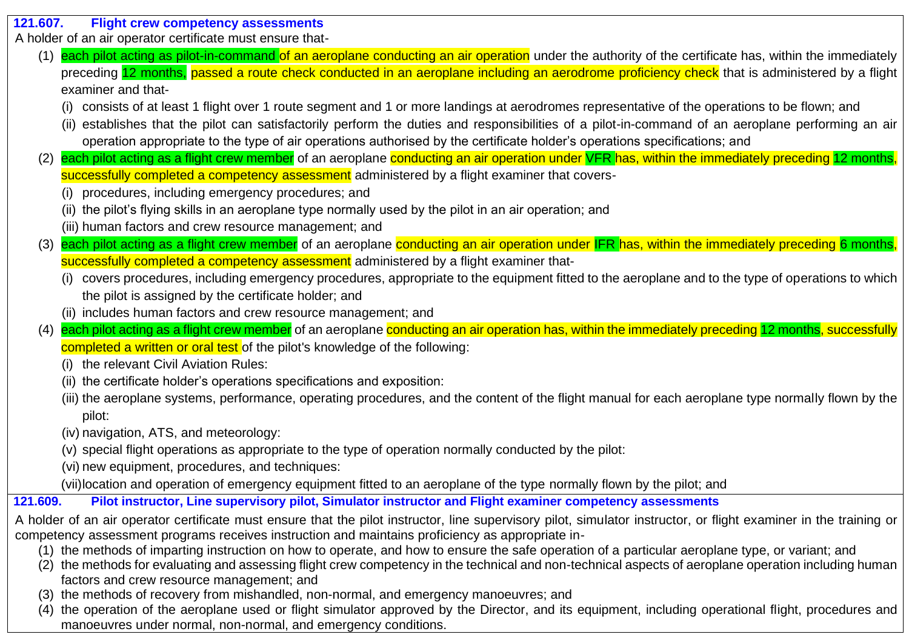### 121.607. Flight crew competency assessments

A holder of an air operator certificate must ensure that-

(1) each pilot acting as pilot-in-command of an aeroplane conducting an air operation under the authority of the certificate has, within the immediately preceding 12 months, passed a route check conducted in an aeroplane including an aerodrome proficiency check that is administered by a flight examiner and that-

 (i) consists of at least 1 flight over 1 route segment and 1 or more landings at aerodromes representative of the operations to be flown; and

 (ii) establishes that the pilot can satisfactorily perform the duties and responsibilities of a pilot-in-command of an aeroplane performing an air operation appropriate to the type of air operations authorised by the certificate holder's operations specifications; and

(2) each pilot acting as a flight crew member of an aeroplane conducting an air operation under VFR has, within the immediately preceding 12 months, successfully completed a competency assessment administered by a flight examiner that covers-

 (i) procedures, including emergency procedures; and

 (ii) the pilot's flying skills in an aeroplane type normally used by the pilot in an air operation; and

 (iii) human factors and crew resource management; and

(3) each pilot acting as a flight crew member of an aeroplane conducting an air operation under IFR has, within the immediately preceding 6 months, successfully completed a competency assessment administered by a flight examiner that-

 (i) covers procedures, including emergency procedures, appropriate to the equipment fitted to the aeroplane and to the type of operations to which the pilot is assigned by the certificate holder; and

 (ii) includes human factors and crew resource management; and

(4) each pilot acting as a flight crew member of an aeroplane conducting an air operation has, within the immediately preceding 12 months, successfully completed a written or oral test of the pilot's knowledge of the following:

 (i) the relevant Civil Aviation Rules:

 (ii) the certificate holder's operations specifications and exposition:

 (iii) the aeroplane systems, performance, operating procedures, and the content of the flight manual for each aeroplane type normally flown by the pilot:

 (iv) navigation, ATS, and meteorology:

 (v) special flight operations as appropriate to the type of operation normally conducted by the pilot:

 (vi) new equipment, procedures, and techniques:

 (vii) location and operation of emergency equipment fitted to an aeroplane of the type normally flown by the pilot; and

### 121.609. Pilot instructor, Line supervisory pilot, Simulator instructor and Flight examiner competency assessments

A holder of an air operator certificate must ensure that the pilot instructor, line supervisory pilot, simulator instructor, or flight examiner in the training or competency assessment programs receives instruction and maintains proficiency as appropriate in-

(1) the methods of imparting instruction on how to operate, and how to ensure the safe operation of a particular aeroplane type, or variant; and

(2) the methods for evaluating and assessing flight crew competency in the technical and non-technical aspects of aeroplane operation including human factors and crew resource management; and

(3) the methods of recovery from mishandled, non-normal, and emergency manoeuvres; and

(4) the operation of the aeroplane used or flight simulator approved by the Director, and its equipment, including operational flight, procedures and manoeuvres under normal, non-normal, and emergency conditions.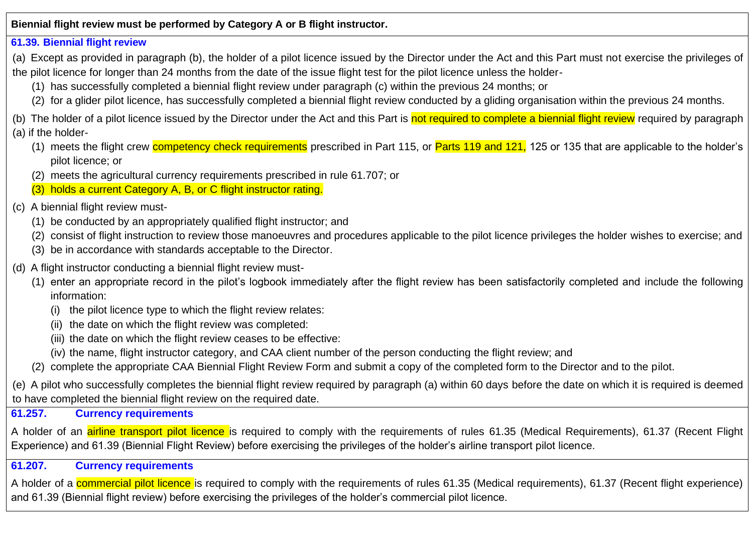**Biennial flight review must be performed by Category A or B flight instructor.**

### 61.39. Biennial flight review

(a) Except as provided in paragraph (b), the holder of a pilot licence issued by the Director under the Act and this Part must not exercise the privileges of the pilot licence for longer than 24 months from the date of the issue flight test for the pilot licence unless the holder-

(1) has successfully completed a biennial flight review under paragraph (c) within the previous 24 months; or

(2) for a glider pilot licence, has successfully completed a biennial flight review conducted by a gliding organisation within the previous 24 months.

(b) The holder of a pilot licence issued by the Director under the Act and this Part is not required to complete a biennial flight review required by paragraph (a) if the holder-

(1) meets the flight crew competency check requirements prescribed in Part 115, or Parts 119 and 121, 125 or 135 that are applicable to the holder's pilot licence; or

(2) meets the agricultural currency requirements prescribed in rule 61.707; or

(3) holds a current Category A, B, or C flight instructor rating.

(c) A biennial flight review must-

(1) be conducted by an appropriately qualified flight instructor; and

(2) consist of flight instruction to review those manoeuvres and procedures applicable to the pilot licence privileges the holder wishes to exercise; and

(3) be in accordance with standards acceptable to the Director.

(d) A flight instructor conducting a biennial flight review must-

(1) enter an appropriate record in the pilot's logbook immediately after the flight review has been satisfactorily completed and include the following information:

(i) the pilot licence type to which the flight review relates:

(ii) the date on which the flight review was completed:

(iii) the date on which the flight review ceases to be effective:

(iv) the name, flight instructor category, and CAA client number of the person conducting the flight review; and

(2) complete the appropriate CAA Biennial Flight Review Form and submit a copy of the completed form to the Director and to the pilot.

(e) A pilot who successfully completes the biennial flight review required by paragraph (a) within 60 days before the date on which it is required is deemed to have completed the biennial flight review on the required date.

### 61.257. Currency requirements

A holder of an airline transport pilot licence is required to comply with the requirements of rules 61.35 (Medical Requirements), 61.37 (Recent Flight Experience) and 61.39 (Biennial Flight Review) before exercising the privileges of the holder's airline transport pilot licence.

### 61.207. Currency requirements

A holder of a commercial pilot licence is required to comply with the requirements of rules 61.35 (Medical requirements), 61.37 (Recent flight experience) and 61.39 (Biennial flight review) before exercising the privileges of the holder's commercial pilot licence.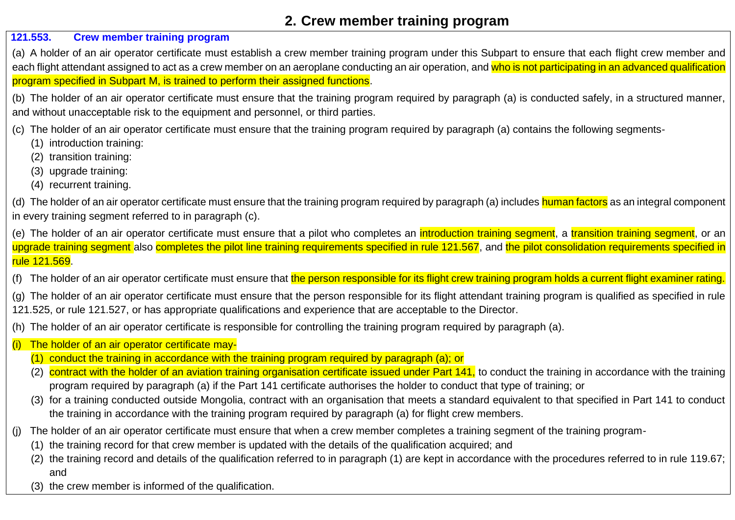## 2. Crew member training program

### 121.553. Crew member training program

(a) A holder of an air operator certificate must establish a crew member training program under this Subpart to ensure that each flight crew member and each flight attendant assigned to act as a crew member on an aeroplane conducting an air operation, and who is not participating in an advanced qualification program specified in Subpart M, is trained to perform their assigned functions.

(b) The holder of an air operator certificate must ensure that the training program required by paragraph (a) is conducted safely, in a structured manner, and without unacceptable risk to the equipment and personnel, or third parties.

(c) The holder of an air operator certificate must ensure that the training program required by paragraph (a) contains the following segments-

- (1) introduction training:
- (2) transition training:
- (3) upgrade training:
- (4) recurrent training.

(d) The holder of an air operator certificate must ensure that the training program required by paragraph (a) includes human factors as an integral component in every training segment referred to in paragraph (c).

(e) The holder of an air operator certificate must ensure that a pilot who completes an introduction training segment, a transition training segment, or an upgrade training segment also completes the pilot line training requirements specified in rule 121.567, and the pilot consolidation requirements specified in rule 121.569.

(f) The holder of an air operator certificate must ensure that the person responsible for its flight crew training program holds a current flight examiner rating.

(g) The holder of an air operator certificate must ensure that the person responsible for its flight attendant training program is qualified as specified in rule 121.525, or rule 121.527, or has appropriate qualifications and experience that are acceptable to the Director.

(h) The holder of an air operator certificate is responsible for controlling the training program required by paragraph (a).

(i) The holder of an air operator certificate may-

- (1) conduct the training in accordance with the training program required by paragraph (a); or
- (2) contract with the holder of an aviation training organisation certificate issued under Part 141, to conduct the training in accordance with the training program required by paragraph (a) if the Part 141 certificate authorises the holder to conduct that type of training; or
- (3) for a training conducted outside Mongolia, contract with an organisation that meets a standard equivalent to that specified in Part 141 to conduct the training in accordance with the training program required by paragraph (a) for flight crew members.

(j) The holder of an air operator certificate must ensure that when a crew member completes a training segment of the training program-

- (1) the training record for that crew member is updated with the details of the qualification acquired; and
- (2) the training record and details of the qualification referred to in paragraph (1) are kept in accordance with the procedures referred to in rule 119.67; and
- (3) the crew member is informed of the qualification.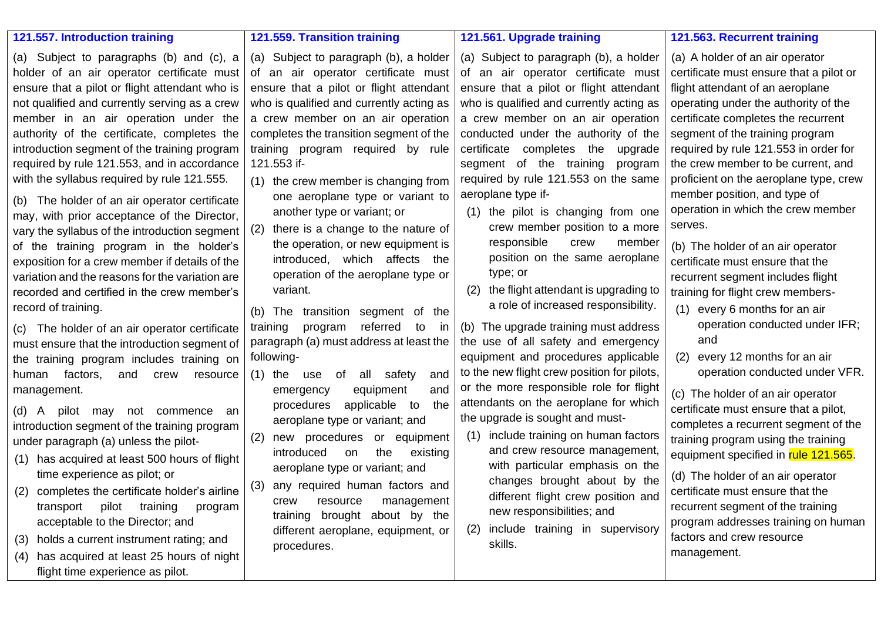## 121.557. Introduction training

(a) Subject to paragraphs (b) and (c), a holder of an air operator certificate must ensure that a pilot or flight attendant who is not qualified and currently serving as a crew member in an air operation under the authority of the certificate, completes the introduction segment of the training program required by rule 121.553, and in accordance with the syllabus required by rule 121.555.

(b) The holder of an air operator certificate may, with prior acceptance of the Director, vary the syllabus of the introduction segment of the training program in the holder's exposition for a crew member if details of the variation and the reasons for the variation are recorded and certified in the crew member's record of training.

(c) The holder of an air operator certificate must ensure that the introduction segment of the training program includes training on human factors, and crew resource management.

(d) A pilot may not commence an introduction segment of the training program under paragraph (a) unless the pilot-

(1) has acquired at least 500 hours of flight time experience as pilot; or

(2) completes the certificate holder's airline transport pilot training program acceptable to the Director; and

(3) holds a current instrument rating; and

(4) has acquired at least 25 hours of night flight time experience as pilot.

## 121.559. Transition training

(a) Subject to paragraph (b), a holder of an air operator certificate must ensure that a pilot or flight attendant who is qualified and currently acting as a crew member on an air operation completes the transition segment of the training program required by rule 121.553 if-

(1) the crew member is changing from one aeroplane type or variant to another type or variant; or

(2) there is a change to the nature of the operation, or new equipment is introduced, which affects the operation of the aeroplane type or variant.

(b) The transition segment of the training program referred to in paragraph (a) must address at least the following-

(1) the use of all safety and emergency equipment and procedures applicable to the aeroplane type or variant; and

(2) new procedures or equipment introduced on the existing aeroplane type or variant; and

(3) any required human factors and crew resource management training brought about by the different aeroplane, equipment, or procedures.

## 121.561. Upgrade training

(a) Subject to paragraph (b), a holder of an air operator certificate must ensure that a pilot or flight attendant who is qualified and currently acting as a crew member on an air operation conducted under the authority of the certificate completes the upgrade segment of the training program required by rule 121.553 on the same aeroplane type if-

(1) the pilot is changing from one crew member position to a more responsible crew member position on the same aeroplane type; or

(2) the flight attendant is upgrading to a role of increased responsibility.

(b) The upgrade training must address the use of all safety and emergency equipment and procedures applicable to the new flight crew position for pilots, or the more responsible role for flight attendants on the aeroplane for which the upgrade is sought and must-

(1) include training on human factors and crew resource management, with particular emphasis on the changes brought about by the different flight crew position and new responsibilities; and

(2) include training in supervisory skills.

## 121.563. Recurrent training

(a) A holder of an air operator certificate must ensure that a pilot or flight attendant of an aeroplane operating under the authority of the certificate completes the recurrent segment of the training program required by rule 121.553 in order for the crew member to be current, and proficient on the aeroplane type, crew member position, and type of operation in which the crew member serves.

(b) The holder of an air operator certificate must ensure that the recurrent segment includes flight training for flight crew members-

(1) every 6 months for an air operation conducted under IFR; and

(2) every 12 months for an air operation conducted under VFR.

(c) The holder of an air operator certificate must ensure that a pilot, completes a recurrent segment of the training program using the training equipment specified in rule 121.565.

(d) The holder of an air operator certificate must ensure that the recurrent segment of the training program addresses training on human factors and crew resource management.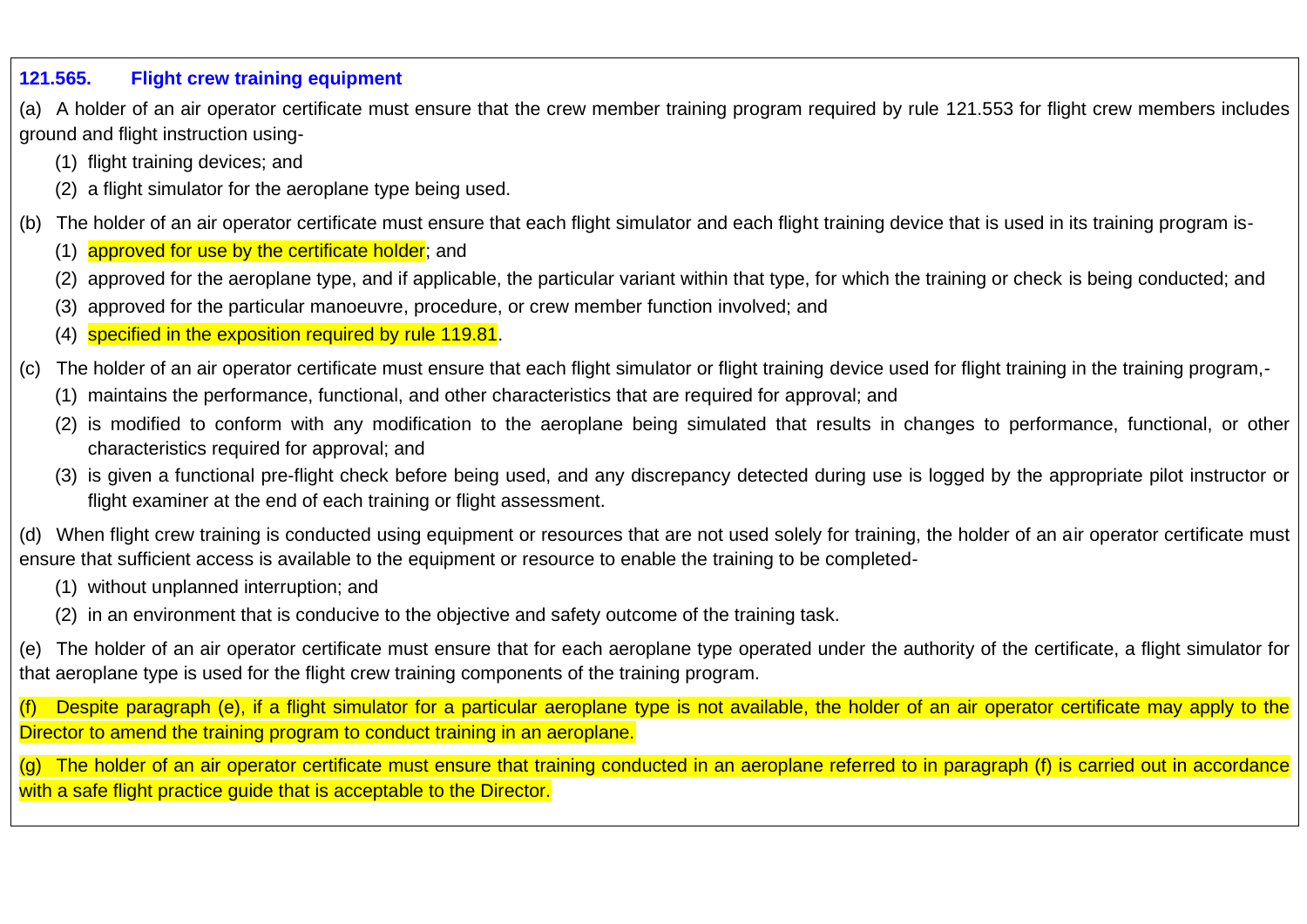### 121.565. Flight crew training equipment

(a) A holder of an air operator certificate must ensure that the crew member training program required by rule 121.553 for flight crew members includes ground and flight instruction using-

(1) flight training devices; and

(2) a flight simulator for the aeroplane type being used.

(b) The holder of an air operator certificate must ensure that each flight simulator and each flight training device that is used in its training program is-

(1) approved for use by the certificate holder; and

(2) approved for the aeroplane type, and if applicable, the particular variant within that type, for which the training or check is being conducted; and

(3) approved for the particular manoeuvre, procedure, or crew member function involved; and

(4) specified in the exposition required by rule 119.81.

(c) The holder of an air operator certificate must ensure that each flight simulator or flight training device used for flight training in the training program,-

(1) maintains the performance, functional, and other characteristics that are required for approval; and

(2) is modified to conform with any modification to the aeroplane being simulated that results in changes to performance, functional, or other characteristics required for approval; and

(3) is given a functional pre-flight check before being used, and any discrepancy detected during use is logged by the appropriate pilot instructor or flight examiner at the end of each training or flight assessment.

(d) When flight crew training is conducted using equipment or resources that are not used solely for training, the holder of an air operator certificate must ensure that sufficient access is available to the equipment or resource to enable the training to be completed-

(1) without unplanned interruption; and

(2) in an environment that is conducive to the objective and safety outcome of the training task.

(e) The holder of an air operator certificate must ensure that for each aeroplane type operated under the authority of the certificate, a flight simulator for that aeroplane type is used for the flight crew training components of the training program.

(f) Despite paragraph (e), if a flight simulator for a particular aeroplane type is not available, the holder of an air operator certificate may apply to the Director to amend the training program to conduct training in an aeroplane.

(g) The holder of an air operator certificate must ensure that training conducted in an aeroplane referred to in paragraph (f) is carried out in accordance with a safe flight practice guide that is acceptable to the Director.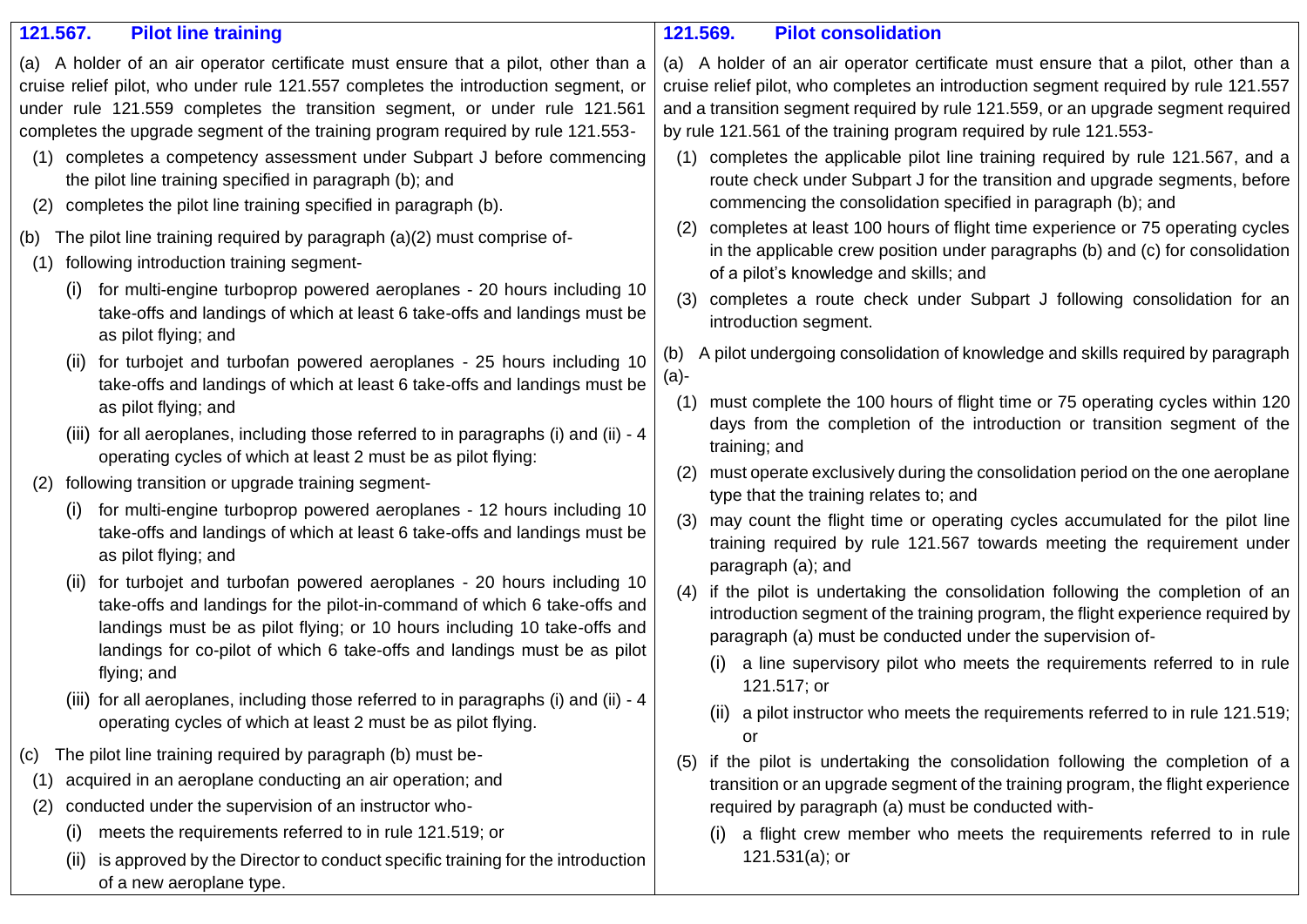## 121.567. Pilot line training

(a) A holder of an air operator certificate must ensure that a pilot, other than a cruise relief pilot, who under rule 121.557 completes the introduction segment, or under rule 121.559 completes the transition segment, or under rule 121.561 completes the upgrade segment of the training program required by rule 121.553-

- (1) completes a competency assessment under Subpart J before commencing the pilot line training specified in paragraph (b); and
- (2) completes the pilot line training specified in paragraph (b).

(b) The pilot line training required by paragraph (a)(2) must comprise of-

- (1) following introduction training segment-
  - (i) for multi-engine turboprop powered aeroplanes - 20 hours including 10 take-offs and landings of which at least 6 take-offs and landings must be as pilot flying; and
  - (ii) for turbojet and turbofan powered aeroplanes - 25 hours including 10 take-offs and landings of which at least 6 take-offs and landings must be as pilot flying; and
  - (iii) for all aeroplanes, including those referred to in paragraphs (i) and (ii) - 4 operating cycles of which at least 2 must be as pilot flying:
- (2) following transition or upgrade training segment-
  - (i) for multi-engine turboprop powered aeroplanes - 12 hours including 10 take-offs and landings of which at least 6 take-offs and landings must be as pilot flying; and
  - (ii) for turbojet and turbofan powered aeroplanes - 20 hours including 10 take-offs and landings for the pilot-in-command of which 6 take-offs and landings must be as pilot flying; or 10 hours including 10 take-offs and landings for co-pilot of which 6 take-offs and landings must be as pilot flying; and
  - (iii) for all aeroplanes, including those referred to in paragraphs (i) and (ii) - 4 operating cycles of which at least 2 must be as pilot flying.

(c) The pilot line training required by paragraph (b) must be-

- (1) acquired in an aeroplane conducting an air operation; and
- (2) conducted under the supervision of an instructor who-
  - (i) meets the requirements referred to in rule 121.519; or
  - (ii) is approved by the Director to conduct specific training for the introduction of a new aeroplane type.

## 121.569. Pilot consolidation

(a) A holder of an air operator certificate must ensure that a pilot, other than a cruise relief pilot, who completes an introduction segment required by rule 121.557 and a transition segment required by rule 121.559, or an upgrade segment required by rule 121.561 of the training program required by rule 121.553-

- (1) completes the applicable pilot line training required by rule 121.567, and a route check under Subpart J for the transition and upgrade segments, before commencing the consolidation specified in paragraph (b); and
- (2) completes at least 100 hours of flight time experience or 75 operating cycles in the applicable crew position under paragraphs (b) and (c) for consolidation of a pilot's knowledge and skills; and
- (3) completes a route check under Subpart J following consolidation for an introduction segment.

(b) A pilot undergoing consolidation of knowledge and skills required by paragraph (a)-

- (1) must complete the 100 hours of flight time or 75 operating cycles within 120 days from the completion of the introduction or transition segment of the training; and
- (2) must operate exclusively during the consolidation period on the one aeroplane type that the training relates to; and
- (3) may count the flight time or operating cycles accumulated for the pilot line training required by rule 121.567 towards meeting the requirement under paragraph (a); and
- (4) if the pilot is undertaking the consolidation following the completion of an introduction segment of the training program, the flight experience required by paragraph (a) must be conducted under the supervision of-
  - (i) a line supervisory pilot who meets the requirements referred to in rule 121.517; or
  - (ii) a pilot instructor who meets the requirements referred to in rule 121.519; or
- (5) if the pilot is undertaking the consolidation following the completion of a transition or an upgrade segment of the training program, the flight experience required by paragraph (a) must be conducted with-
  - (i) a flight crew member who meets the requirements referred to in rule 121.531(a); or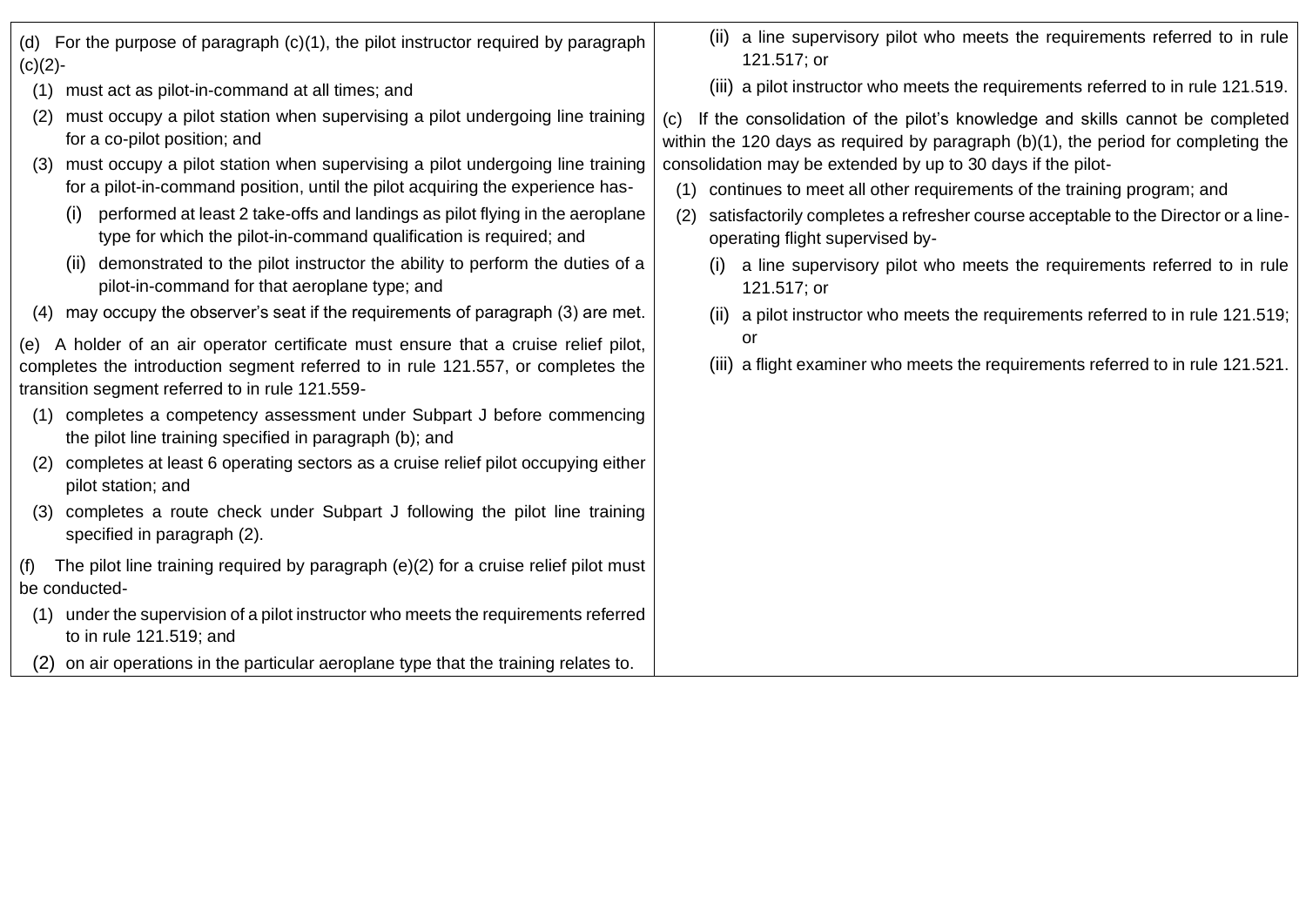(d) For the purpose of paragraph (c)(1), the pilot instructor required by paragraph (c)(2)-

(1) must act as pilot-in-command at all times; and

(2) must occupy a pilot station when supervising a pilot undergoing line training for a co-pilot position; and

(3) must occupy a pilot station when supervising a pilot undergoing line training for a pilot-in-command position, until the pilot acquiring the experience has-

(i) performed at least 2 take-offs and landings as pilot flying in the aeroplane type for which the pilot-in-command qualification is required; and

(ii) demonstrated to the pilot instructor the ability to perform the duties of a pilot-in-command for that aeroplane type; and

(4) may occupy the observer's seat if the requirements of paragraph (3) are met.

(e) A holder of an air operator certificate must ensure that a cruise relief pilot, completes the introduction segment referred to in rule 121.557, or completes the transition segment referred to in rule 121.559-

(1) completes a competency assessment under Subpart J before commencing the pilot line training specified in paragraph (b); and

(2) completes at least 6 operating sectors as a cruise relief pilot occupying either pilot station; and

(3) completes a route check under Subpart J following the pilot line training specified in paragraph (2).

(f) The pilot line training required by paragraph (e)(2) for a cruise relief pilot must be conducted-

(1) under the supervision of a pilot instructor who meets the requirements referred to in rule 121.519; and

(2) on air operations in the particular aeroplane type that the training relates to.

(ii) a line supervisory pilot who meets the requirements referred to in rule 121.517; or

(iii) a pilot instructor who meets the requirements referred to in rule 121.519.

(c) If the consolidation of the pilot's knowledge and skills cannot be completed within the 120 days as required by paragraph (b)(1), the period for completing the consolidation may be extended by up to 30 days if the pilot-

(1) continues to meet all other requirements of the training program; and

(2) satisfactorily completes a refresher course acceptable to the Director or a line-operating flight supervised by-

(i) a line supervisory pilot who meets the requirements referred to in rule 121.517; or

(ii) a pilot instructor who meets the requirements referred to in rule 121.519; or

(iii) a flight examiner who meets the requirements referred to in rule 121.521.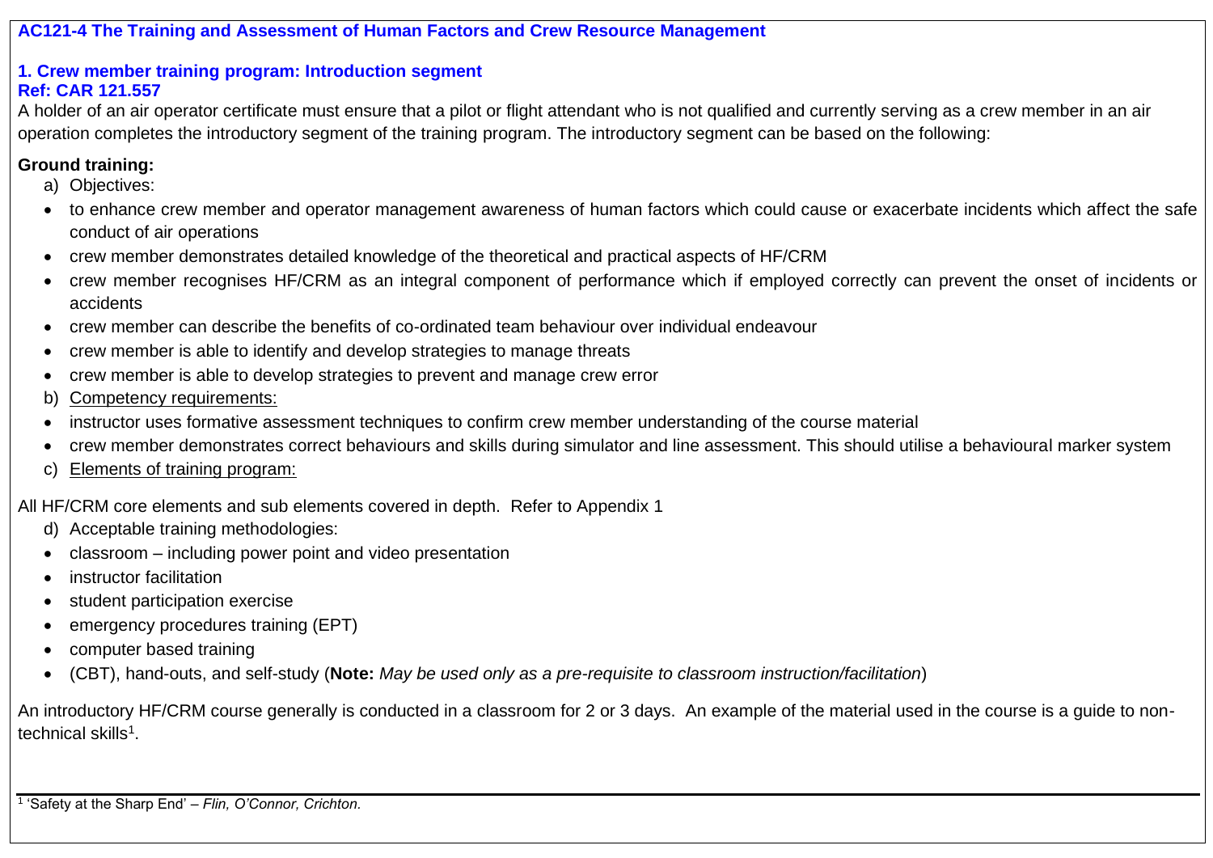**AC121-4 The Training and Assessment of Human Factors and Crew Resource Management**

## 1. Crew member training program: Introduction segment

**Ref: CAR 121.557**

A holder of an air operator certificate must ensure that a pilot or flight attendant who is not qualified and currently serving as a crew member in an air operation completes the introductory segment of the training program. The introductory segment can be based on the following:

**Ground training:**

a) Objectives:

- to enhance crew member and operator management awareness of human factors which could cause or exacerbate incidents which affect the safe conduct of air operations
- crew member demonstrates detailed knowledge of the theoretical and practical aspects of HF/CRM
- crew member recognises HF/CRM as an integral component of performance which if employed correctly can prevent the onset of incidents or accidents
- crew member can describe the benefits of co-ordinated team behaviour over individual endeavour
- crew member is able to identify and develop strategies to manage threats
- crew member is able to develop strategies to prevent and manage crew error

b) Competency requirements:

- instructor uses formative assessment techniques to confirm crew member understanding of the course material
- crew member demonstrates correct behaviours and skills during simulator and line assessment. This should utilise a behavioural marker system

c) Elements of training program:

All HF/CRM core elements and sub elements covered in depth. Refer to Appendix 1

d) Acceptable training methodologies:

- classroom – including power point and video presentation
- instructor facilitation
- student participation exercise
- emergency procedures training (EPT)
- computer based training
- (CBT), hand-outs, and self-study (**Note:** *May be used only as a pre-requisite to classroom instruction/facilitation*)

An introductory HF/CRM course generally is conducted in a classroom for 2 or 3 days. An example of the material used in the course is a guide to non-technical skills[1].

---

[1] 'Safety at the Sharp End' – *Flin, O'Connor, Crichton.*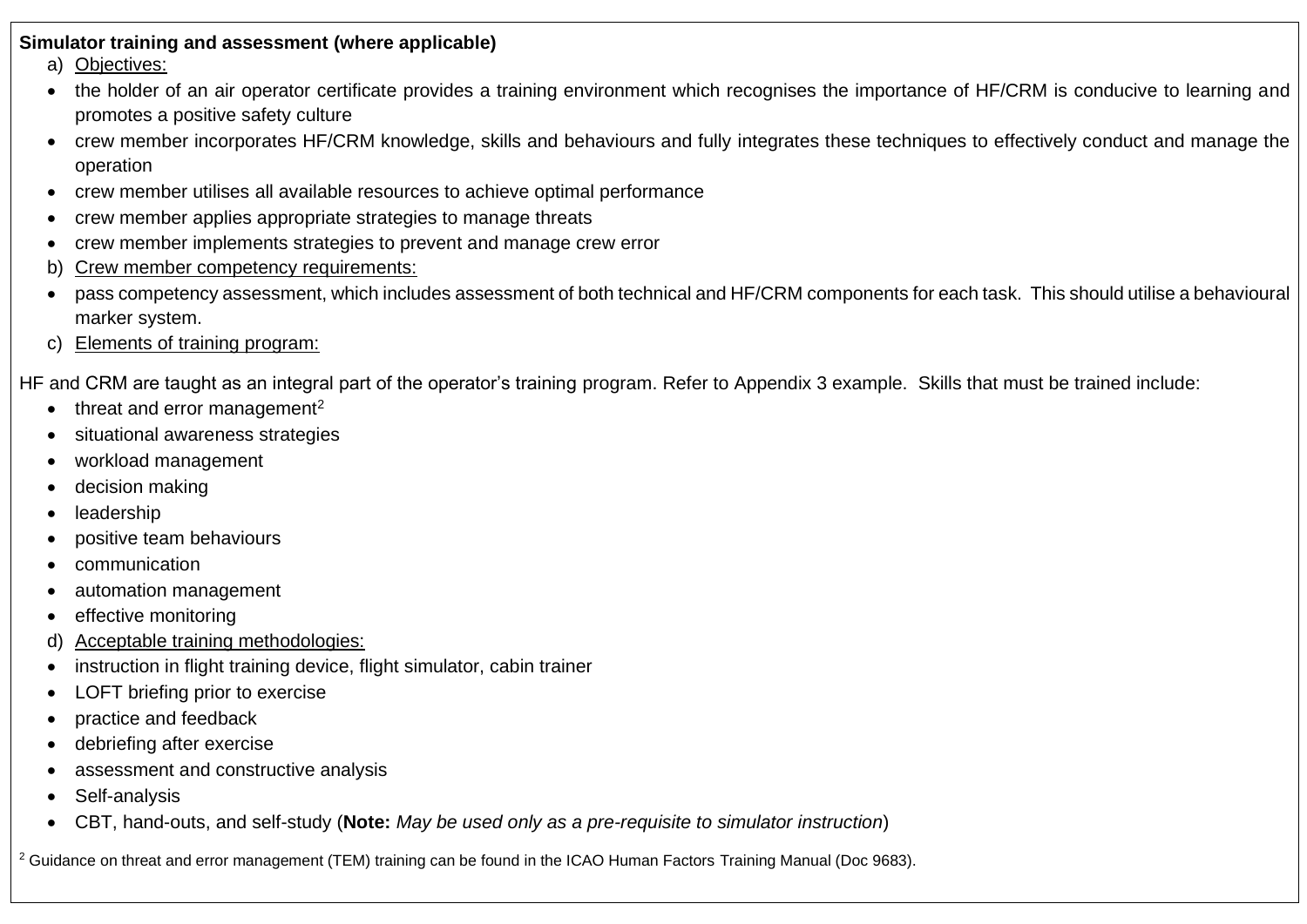**Simulator training and assessment (where applicable)**

a) Objectives:

- the holder of an air operator certificate provides a training environment which recognises the importance of HF/CRM is conducive to learning and promotes a positive safety culture
- crew member incorporates HF/CRM knowledge, skills and behaviours and fully integrates these techniques to effectively conduct and manage the operation
- crew member utilises all available resources to achieve optimal performance
- crew member applies appropriate strategies to manage threats
- crew member implements strategies to prevent and manage crew error

b) Crew member competency requirements:

- pass competency assessment, which includes assessment of both technical and HF/CRM components for each task. This should utilise a behavioural marker system.

c) Elements of training program:

HF and CRM are taught as an integral part of the operator's training program. Refer to Appendix 3 example. Skills that must be trained include:

- threat and error management[2]
- situational awareness strategies
- workload management
- decision making
- leadership
- positive team behaviours
- communication
- automation management
- effective monitoring

d) Acceptable training methodologies:

- instruction in flight training device, flight simulator, cabin trainer
- LOFT briefing prior to exercise
- practice and feedback
- debriefing after exercise
- assessment and constructive analysis
- Self-analysis
- CBT, hand-outs, and self-study (**Note:** *May be used only as a pre-requisite to simulator instruction*)

[2] Guidance on threat and error management (TEM) training can be found in the ICAO Human Factors Training Manual (Doc 9683).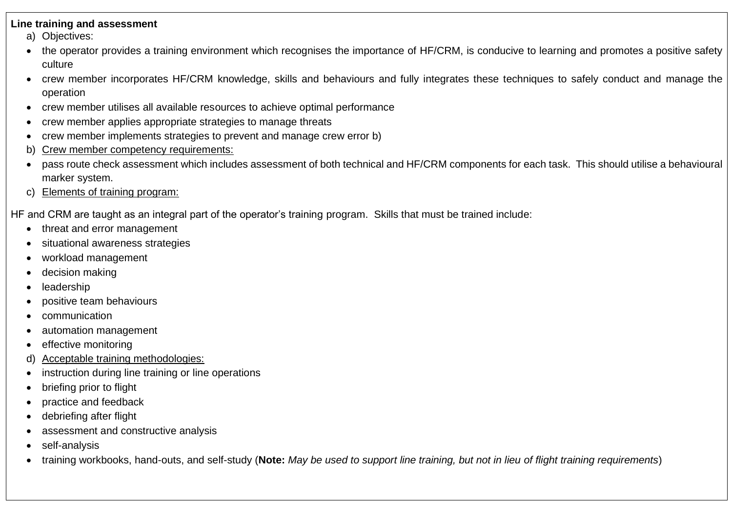**Line training and assessment**

a) Objectives:

- the operator provides a training environment which recognises the importance of HF/CRM, is conducive to learning and promotes a positive safety culture
- crew member incorporates HF/CRM knowledge, skills and behaviours and fully integrates these techniques to safely conduct and manage the operation
- crew member utilises all available resources to achieve optimal performance
- crew member applies appropriate strategies to manage threats
- crew member implements strategies to prevent and manage crew error b)

b) <u>Crew member competency requirements:</u>

- pass route check assessment which includes assessment of both technical and HF/CRM components for each task. This should utilise a behavioural marker system.

c) <u>Elements of training program:</u>

HF and CRM are taught as an integral part of the operator's training program. Skills that must be trained include:

- threat and error management
- situational awareness strategies
- workload management
- decision making
- leadership
- positive team behaviours
- communication
- automation management
- effective monitoring

d) <u>Acceptable training methodologies:</u>

- instruction during line training or line operations
- briefing prior to flight
- practice and feedback
- debriefing after flight
- assessment and constructive analysis
- self-analysis
- training workbooks, hand-outs, and self-study (**Note:** *May be used to support line training, but not in lieu of flight training requirements*)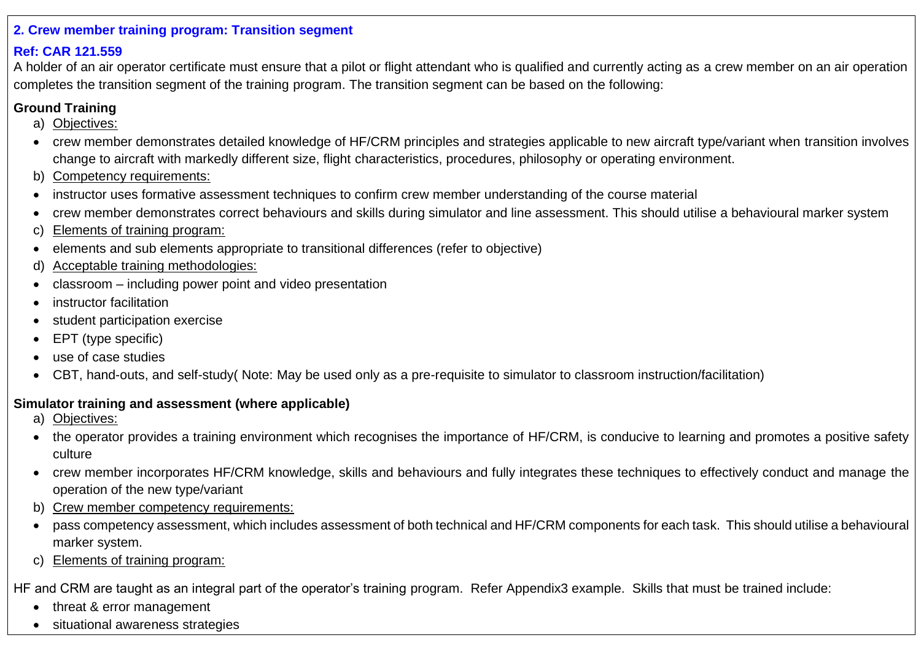### 2. Crew member training program: Transition segment

**Ref: CAR 121.559**

A holder of an air operator certificate must ensure that a pilot or flight attendant who is qualified and currently acting as a crew member on an air operation completes the transition segment of the training program. The transition segment can be based on the following:

**Ground Training**

a) Objectives:

- crew member demonstrates detailed knowledge of HF/CRM principles and strategies applicable to new aircraft type/variant when transition involves change to aircraft with markedly different size, flight characteristics, procedures, philosophy or operating environment.

b) Competency requirements:

- instructor uses formative assessment techniques to confirm crew member understanding of the course material
- crew member demonstrates correct behaviours and skills during simulator and line assessment. This should utilise a behavioural marker system

c) Elements of training program:

- elements and sub elements appropriate to transitional differences (refer to objective)

d) Acceptable training methodologies:

- classroom – including power point and video presentation
- instructor facilitation
- student participation exercise
- EPT (type specific)
- use of case studies
- CBT, hand-outs, and self-study( Note: May be used only as a pre-requisite to simulator to classroom instruction/facilitation)

**Simulator training and assessment (where applicable)**

a) Objectives:

- the operator provides a training environment which recognises the importance of HF/CRM, is conducive to learning and promotes a positive safety culture
- crew member incorporates HF/CRM knowledge, skills and behaviours and fully integrates these techniques to effectively conduct and manage the operation of the new type/variant

b) Crew member competency requirements:

- pass competency assessment, which includes assessment of both technical and HF/CRM components for each task. This should utilise a behavioural marker system.

c) Elements of training program:

HF and CRM are taught as an integral part of the operator's training program. Refer Appendix3 example. Skills that must be trained include:

- threat & error management
- situational awareness strategies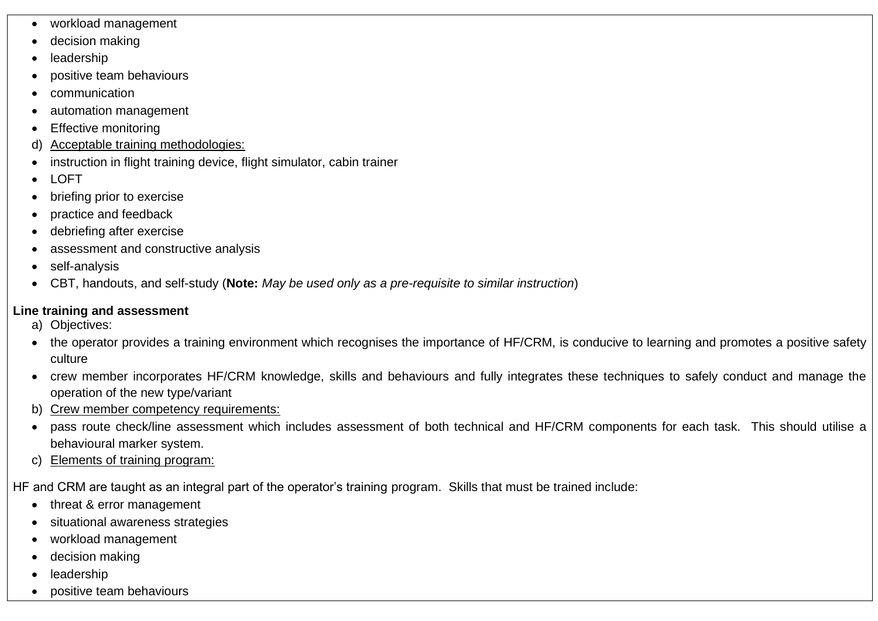- workload management
- decision making
- leadership
- positive team behaviours
- communication
- automation management
- Effective monitoring

d) <u>Acceptable training methodologies:</u>

- instruction in flight training device, flight simulator, cabin trainer
- LOFT
- briefing prior to exercise
- practice and feedback
- debriefing after exercise
- assessment and constructive analysis
- self-analysis
- CBT, handouts, and self-study (**Note:** *May be used only as a pre-requisite to similar instruction*)

**Line training and assessment**

a) Objectives:

- the operator provides a training environment which recognises the importance of HF/CRM, is conducive to learning and promotes a positive safety culture
- crew member incorporates HF/CRM knowledge, skills and behaviours and fully integrates these techniques to safely conduct and manage the operation of the new type/variant

b) <u>Crew member competency requirements:</u>

- pass route check/line assessment which includes assessment of both technical and HF/CRM components for each task. This should utilise a behavioural marker system.

c) <u>Elements of training program:</u>

HF and CRM are taught as an integral part of the operator's training program. Skills that must be trained include:

- threat & error management
- situational awareness strategies
- workload management
- decision making
- leadership
- positive team behaviours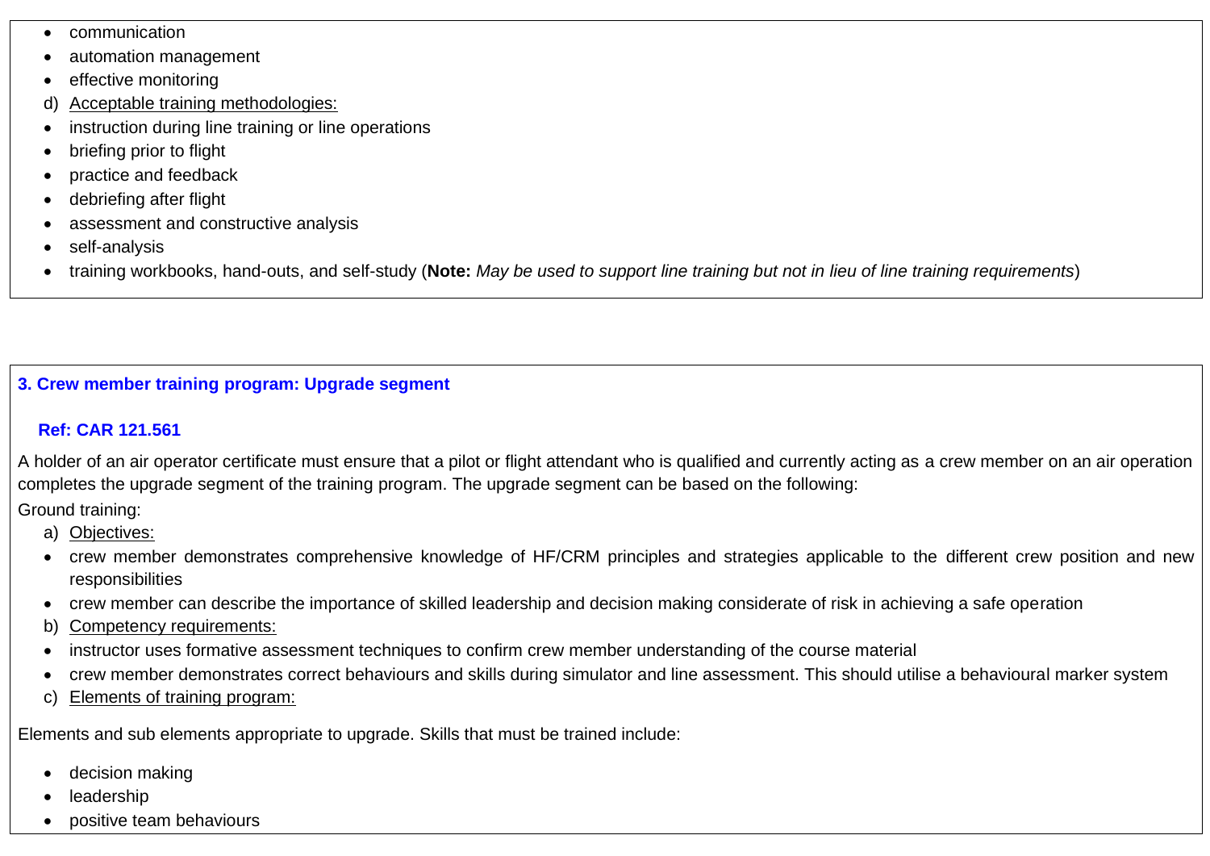- communication
- automation management
- effective monitoring

d) <u>Acceptable training methodologies:</u>

- instruction during line training or line operations
- briefing prior to flight
- practice and feedback
- debriefing after flight
- assessment and constructive analysis
- self-analysis
- training workbooks, hand-outs, and self-study (**Note:** *May be used to support line training but not in lieu of line training requirements*)

### 3. Crew member training program: Upgrade segment

**Ref: CAR 121.561**

A holder of an air operator certificate must ensure that a pilot or flight attendant who is qualified and currently acting as a crew member on an air operation completes the upgrade segment of the training program. The upgrade segment can be based on the following:

Ground training:

a) <u>Objectives:</u>

- crew member demonstrates comprehensive knowledge of HF/CRM principles and strategies applicable to the different crew position and new responsibilities
- crew member can describe the importance of skilled leadership and decision making considerate of risk in achieving a safe operation

b) <u>Competency requirements:</u>

- instructor uses formative assessment techniques to confirm crew member understanding of the course material
- crew member demonstrates correct behaviours and skills during simulator and line assessment. This should utilise a behavioural marker system

c) <u>Elements of training program:</u>

Elements and sub elements appropriate to upgrade. Skills that must be trained include:

- decision making
- leadership
- positive team behaviours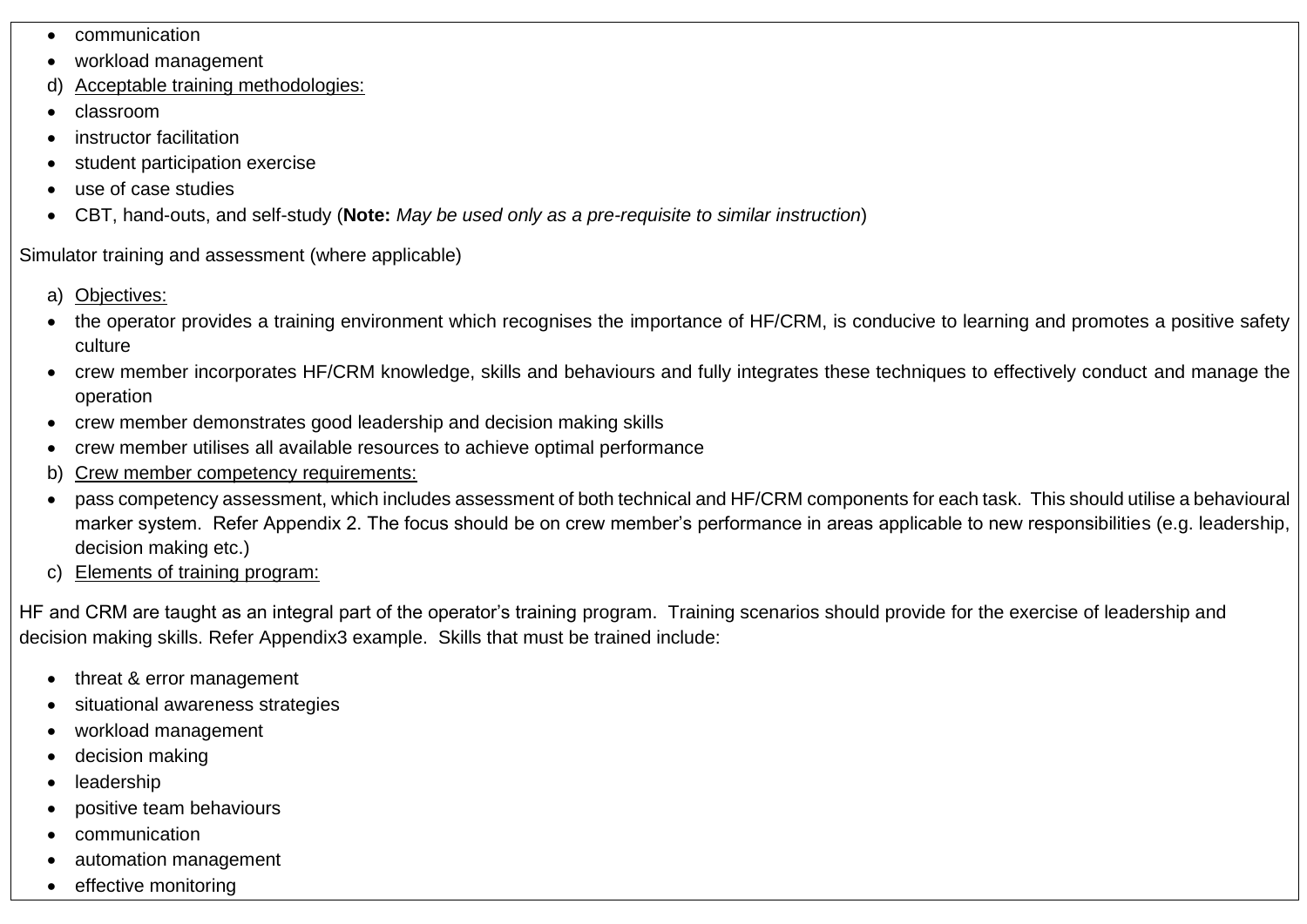- communication
- workload management

d) Acceptable training methodologies:

- classroom
- instructor facilitation
- student participation exercise
- use of case studies
- CBT, hand-outs, and self-study (**Note:** *May be used only as a pre-requisite to similar instruction*)

Simulator training and assessment (where applicable)

a) Objectives:

- the operator provides a training environment which recognises the importance of HF/CRM, is conducive to learning and promotes a positive safety culture
- crew member incorporates HF/CRM knowledge, skills and behaviours and fully integrates these techniques to effectively conduct and manage the operation
- crew member demonstrates good leadership and decision making skills
- crew member utilises all available resources to achieve optimal performance

b) Crew member competency requirements:

- pass competency assessment, which includes assessment of both technical and HF/CRM components for each task. This should utilise a behavioural marker system. Refer Appendix 2. The focus should be on crew member's performance in areas applicable to new responsibilities (e.g. leadership, decision making etc.)

c) Elements of training program:

HF and CRM are taught as an integral part of the operator's training program. Training scenarios should provide for the exercise of leadership and decision making skills. Refer Appendix3 example. Skills that must be trained include:

- threat & error management
- situational awareness strategies
- workload management
- decision making
- leadership
- positive team behaviours
- communication
- automation management
- effective monitoring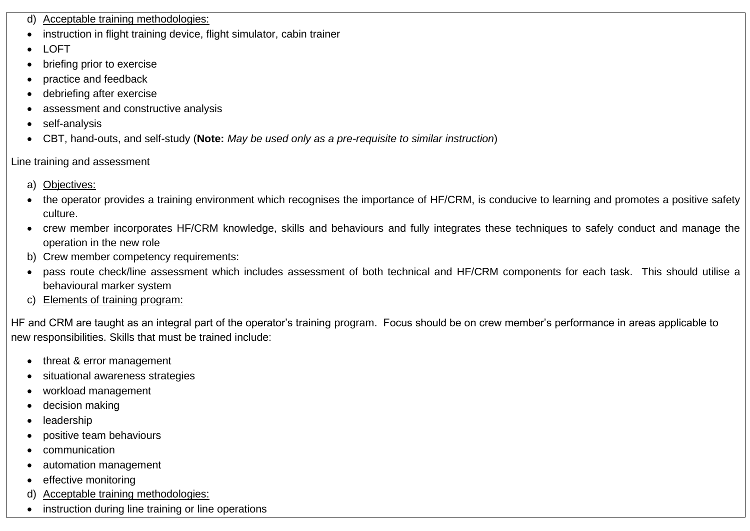d) <u>Acceptable training methodologies:</u>

- instruction in flight training device, flight simulator, cabin trainer
- LOFT
- briefing prior to exercise
- practice and feedback
- debriefing after exercise
- assessment and constructive analysis
- self-analysis
- CBT, hand-outs, and self-study (**Note:** *May be used only as a pre-requisite to similar instruction*)

Line training and assessment

a) <u>Objectives:</u>

- the operator provides a training environment which recognises the importance of HF/CRM, is conducive to learning and promotes a positive safety culture.
- crew member incorporates HF/CRM knowledge, skills and behaviours and fully integrates these techniques to safely conduct and manage the operation in the new role

b) <u>Crew member competency requirements:</u>

- pass route check/line assessment which includes assessment of both technical and HF/CRM components for each task. This should utilise a behavioural marker system

c) <u>Elements of training program:</u>

HF and CRM are taught as an integral part of the operator's training program. Focus should be on crew member's performance in areas applicable to new responsibilities. Skills that must be trained include:

- threat & error management
- situational awareness strategies
- workload management
- decision making
- leadership
- positive team behaviours
- communication
- automation management
- effective monitoring

d) <u>Acceptable training methodologies:</u>

- instruction during line training or line operations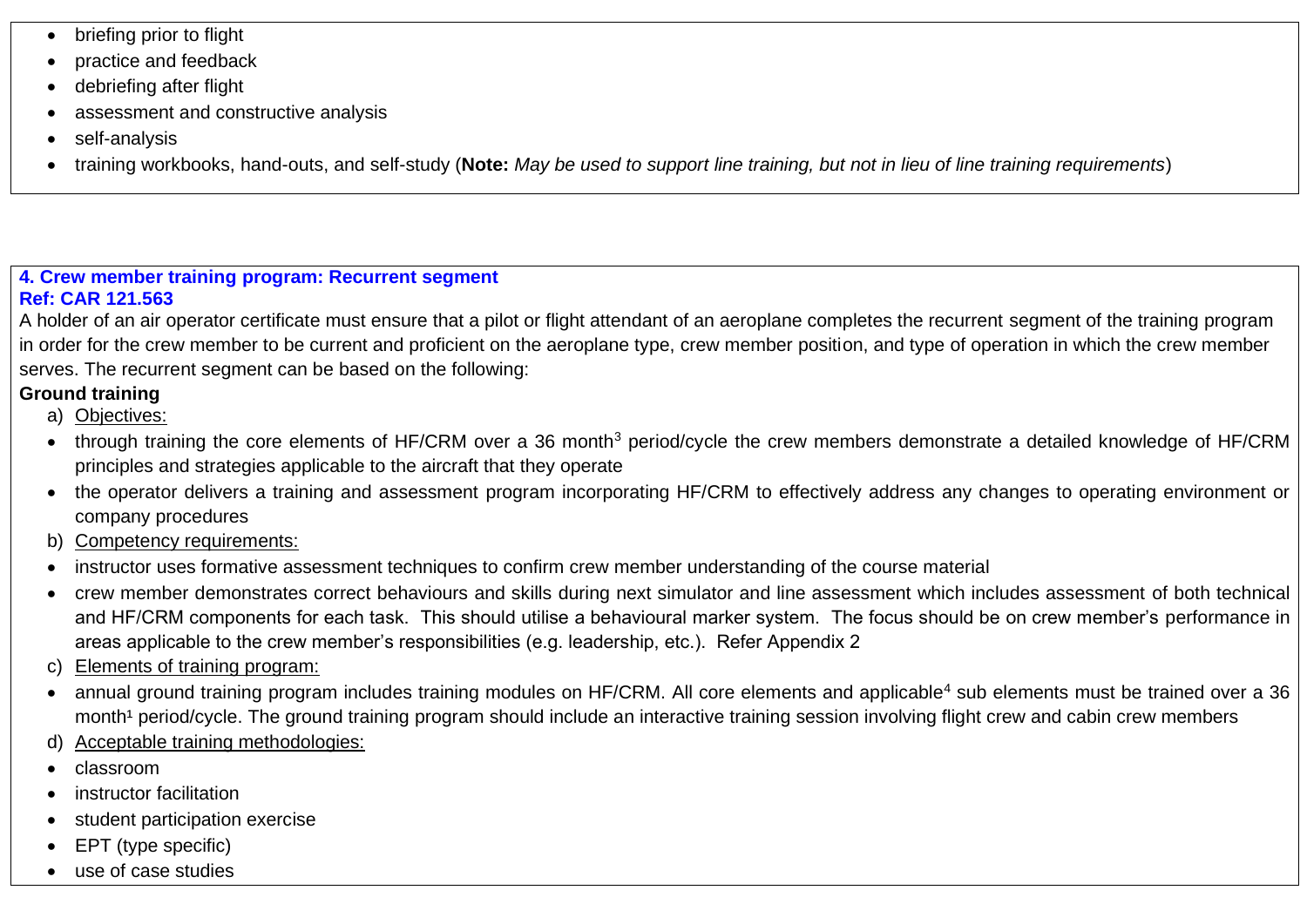- briefing prior to flight
- practice and feedback
- debriefing after flight
- assessment and constructive analysis
- self-analysis
- training workbooks, hand-outs, and self-study (**Note:** *May be used to support line training, but not in lieu of line training requirements*)

**4. Crew member training program: Recurrent segment**
**Ref: CAR 121.563**

A holder of an air operator certificate must ensure that a pilot or flight attendant of an aeroplane completes the recurrent segment of the training program in order for the crew member to be current and proficient on the aeroplane type, crew member position, and type of operation in which the crew member serves. The recurrent segment can be based on the following:

**Ground training**

a) Objectives:

- through training the core elements of HF/CRM over a 36 month[3] period/cycle the crew members demonstrate a detailed knowledge of HF/CRM principles and strategies applicable to the aircraft that they operate
- the operator delivers a training and assessment program incorporating HF/CRM to effectively address any changes to operating environment or company procedures

b) Competency requirements:

- instructor uses formative assessment techniques to confirm crew member understanding of the course material
- crew member demonstrates correct behaviours and skills during next simulator and line assessment which includes assessment of both technical and HF/CRM components for each task. This should utilise a behavioural marker system. The focus should be on crew member's performance in areas applicable to the crew member's responsibilities (e.g. leadership, etc.). Refer Appendix 2

c) Elements of training program:

- annual ground training program includes training modules on HF/CRM. All core elements and applicable[4] sub elements must be trained over a 36 month[1] period/cycle. The ground training program should include an interactive training session involving flight crew and cabin crew members

d) Acceptable training methodologies:

- classroom
- instructor facilitation
- student participation exercise
- EPT (type specific)
- use of case studies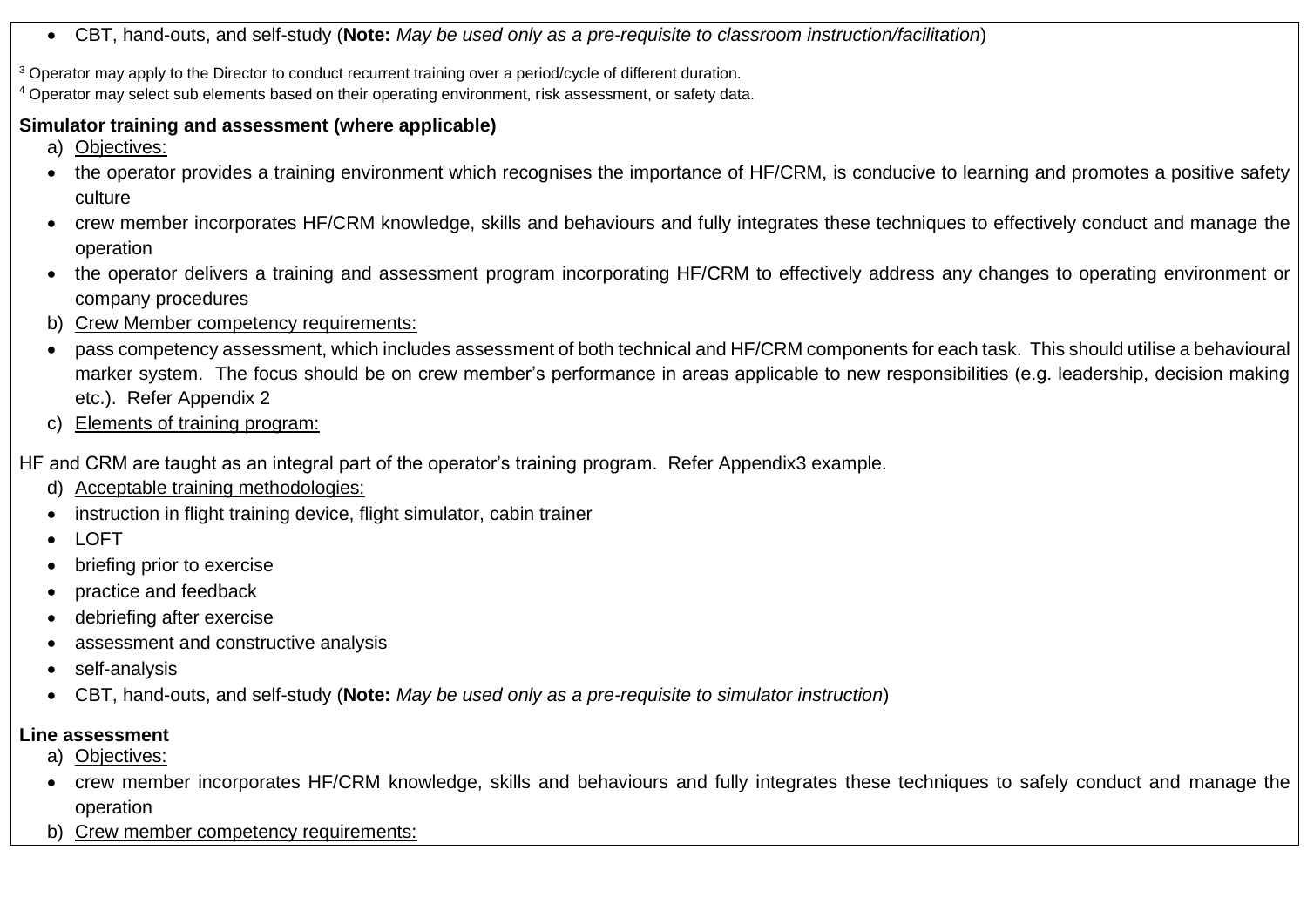- CBT, hand-outs, and self-study (**Note:** *May be used only as a pre-requisite to classroom instruction/facilitation*)

[3] Operator may apply to the Director to conduct recurrent training over a period/cycle of different duration.

[4] Operator may select sub elements based on their operating environment, risk assessment, or safety data.

**Simulator training and assessment (where applicable)**

a) Objectives:

- the operator provides a training environment which recognises the importance of HF/CRM, is conducive to learning and promotes a positive safety culture
- crew member incorporates HF/CRM knowledge, skills and behaviours and fully integrates these techniques to effectively conduct and manage the operation
- the operator delivers a training and assessment program incorporating HF/CRM to effectively address any changes to operating environment or company procedures

b) Crew Member competency requirements:

- pass competency assessment, which includes assessment of both technical and HF/CRM components for each task. This should utilise a behavioural marker system. The focus should be on crew member's performance in areas applicable to new responsibilities (e.g. leadership, decision making etc.). Refer Appendix 2

c) Elements of training program:

HF and CRM are taught as an integral part of the operator's training program. Refer Appendix3 example.

d) Acceptable training methodologies:

- instruction in flight training device, flight simulator, cabin trainer
- LOFT
- briefing prior to exercise
- practice and feedback
- debriefing after exercise
- assessment and constructive analysis
- self-analysis
- CBT, hand-outs, and self-study (**Note:** *May be used only as a pre-requisite to simulator instruction*)

**Line assessment**

a) Objectives:

- crew member incorporates HF/CRM knowledge, skills and behaviours and fully integrates these techniques to safely conduct and manage the operation

b) Crew member competency requirements: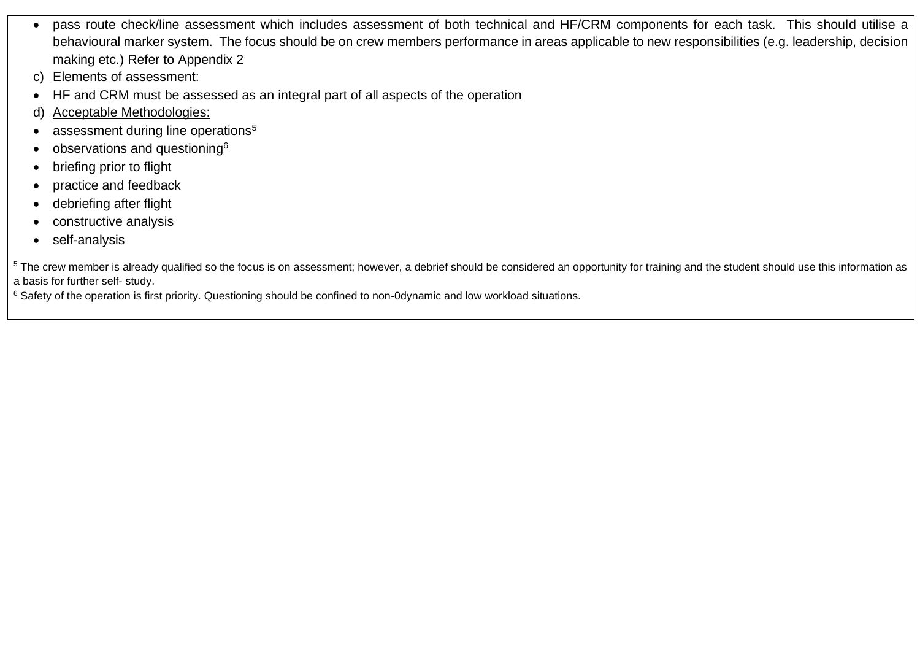- pass route check/line assessment which includes assessment of both technical and HF/CRM components for each task. This should utilise a behavioural marker system. The focus should be on crew members performance in areas applicable to new responsibilities (e.g. leadership, decision making etc.) Refer to Appendix 2

c) Elements of assessment:

- HF and CRM must be assessed as an integral part of all aspects of the operation

d) Acceptable Methodologies:

- assessment during line operations[5]
- observations and questioning[6]
- briefing prior to flight
- practice and feedback
- debriefing after flight
- constructive analysis
- self-analysis

[5] The crew member is already qualified so the focus is on assessment; however, a debrief should be considered an opportunity for training and the student should use this information as a basis for further self- study.

[6] Safety of the operation is first priority. Questioning should be confined to non-0dynamic and low workload situations.